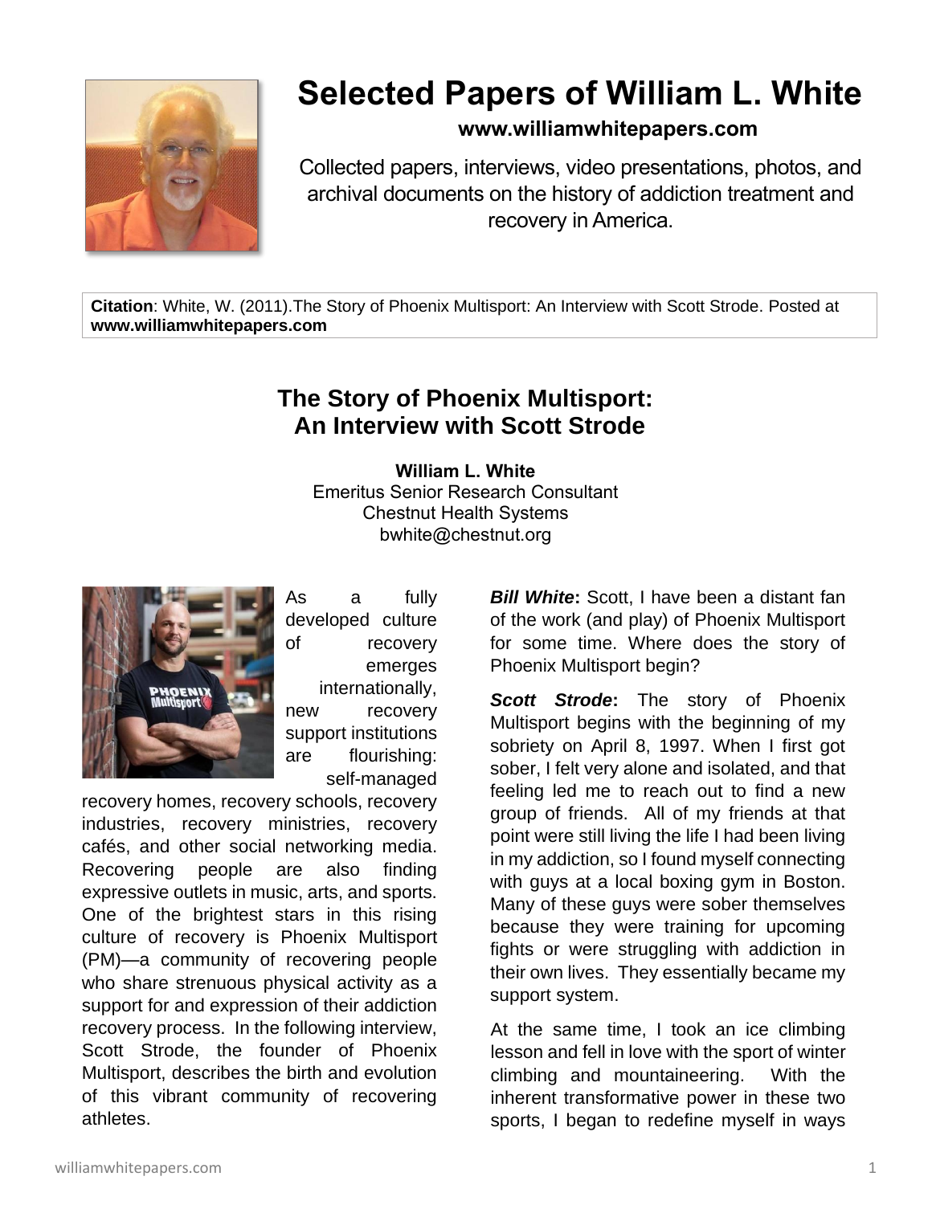# Selected Papers of William L. White

**www.williamwhitepapers.com**

Collected papers, interviews, video presentations, photos, and archival documents on the history of addiction treatment and recovery in America.

**Citation**: White, W. (2011).The Story of Phoenix Multisport: An Interview with Scott Strode. Posted at **www.williamwhitepapers.com**

## The Story of Phoenix Multisport: An Interview with Scott Strode

**William L. White**
Emeritus Senior Research Consultant
Chestnut Health Systems
bwhite@chestnut.org

As a fully developed culture of recovery emerges internationally, new recovery support institutions are flourishing: self-managed recovery homes, recovery schools, recovery industries, recovery ministries, recovery cafés, and other social networking media. Recovering people are also finding expressive outlets in music, arts, and sports. One of the brightest stars in this rising culture of recovery is Phoenix Multisport (PM)—a community of recovering people who share strenuous physical activity as a support for and expression of their addiction recovery process. In the following interview, Scott Strode, the founder of Phoenix Multisport, describes the birth and evolution of this vibrant community of recovering athletes.

***Bill White*:** Scott, I have been a distant fan of the work (and play) of Phoenix Multisport for some time. Where does the story of Phoenix Multisport begin?

***Scott Strode*:** The story of Phoenix Multisport begins with the beginning of my sobriety on April 8, 1997. When I first got sober, I felt very alone and isolated, and that feeling led me to reach out to find a new group of friends. All of my friends at that point were still living the life I had been living in my addiction, so I found myself connecting with guys at a local boxing gym in Boston. Many of these guys were sober themselves because they were training for upcoming fights or were struggling with addiction in their own lives. They essentially became my support system.

At the same time, I took an ice climbing lesson and fell in love with the sport of winter climbing and mountaineering. With the inherent transformative power in these two sports, I began to redefine myself in ways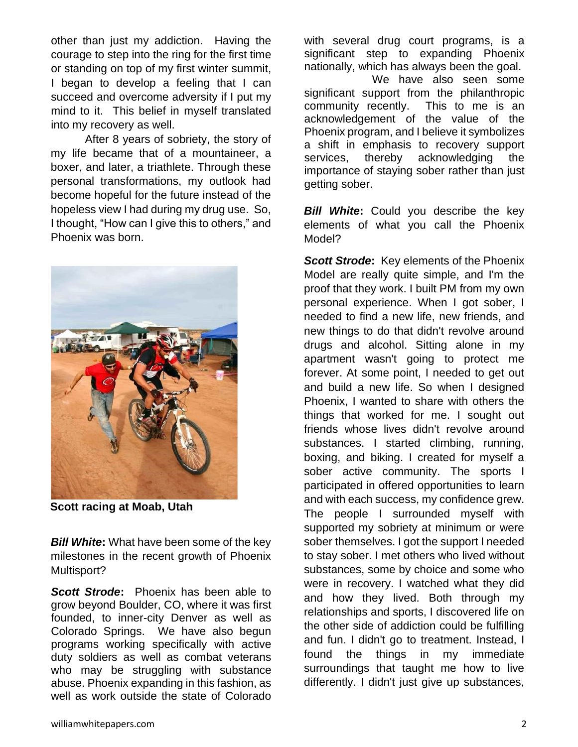other than just my addiction. Having the courage to step into the ring for the first time or standing on top of my first winter summit, I began to develop a feeling that I can succeed and overcome adversity if I put my mind to it. This belief in myself translated into my recovery as well.

After 8 years of sobriety, the story of my life became that of a mountaineer, a boxer, and later, a triathlete. Through these personal transformations, my outlook had become hopeful for the future instead of the hopeless view I had during my drug use. So, I thought, "How can I give this to others," and Phoenix was born.

**Scott racing at Moab, Utah**

***Bill White*:** What have been some of the key milestones in the recent growth of Phoenix Multisport?

***Scott Strode*:** Phoenix has been able to grow beyond Boulder, CO, where it was first founded, to inner-city Denver as well as Colorado Springs. We have also begun programs working specifically with active duty soldiers as well as combat veterans who may be struggling with substance abuse. Phoenix expanding in this fashion, as well as work outside the state of Colorado with several drug court programs, is a significant step to expanding Phoenix nationally, which has always been the goal.

We have also seen some significant support from the philanthropic community recently. This to me is an acknowledgement of the value of the Phoenix program, and I believe it symbolizes a shift in emphasis to recovery support services, thereby acknowledging the importance of staying sober rather than just getting sober.

***Bill White*:** Could you describe the key elements of what you call the Phoenix Model?

***Scott Strode*:** Key elements of the Phoenix Model are really quite simple, and I'm the proof that they work. I built PM from my own personal experience. When I got sober, I needed to find a new life, new friends, and new things to do that didn't revolve around drugs and alcohol. Sitting alone in my apartment wasn't going to protect me forever. At some point, I needed to get out and build a new life. So when I designed Phoenix, I wanted to share with others the things that worked for me. I sought out friends whose lives didn't revolve around substances. I started climbing, running, boxing, and biking. I created for myself a sober active community. The sports I participated in offered opportunities to learn and with each success, my confidence grew. The people I surrounded myself with supported my sobriety at minimum or were sober themselves. I got the support I needed to stay sober. I met others who lived without substances, some by choice and some who were in recovery. I watched what they did and how they lived. Both through my relationships and sports, I discovered life on the other side of addiction could be fulfilling and fun. I didn't go to treatment. Instead, I found the things in my immediate surroundings that taught me how to live differently. I didn't just give up substances,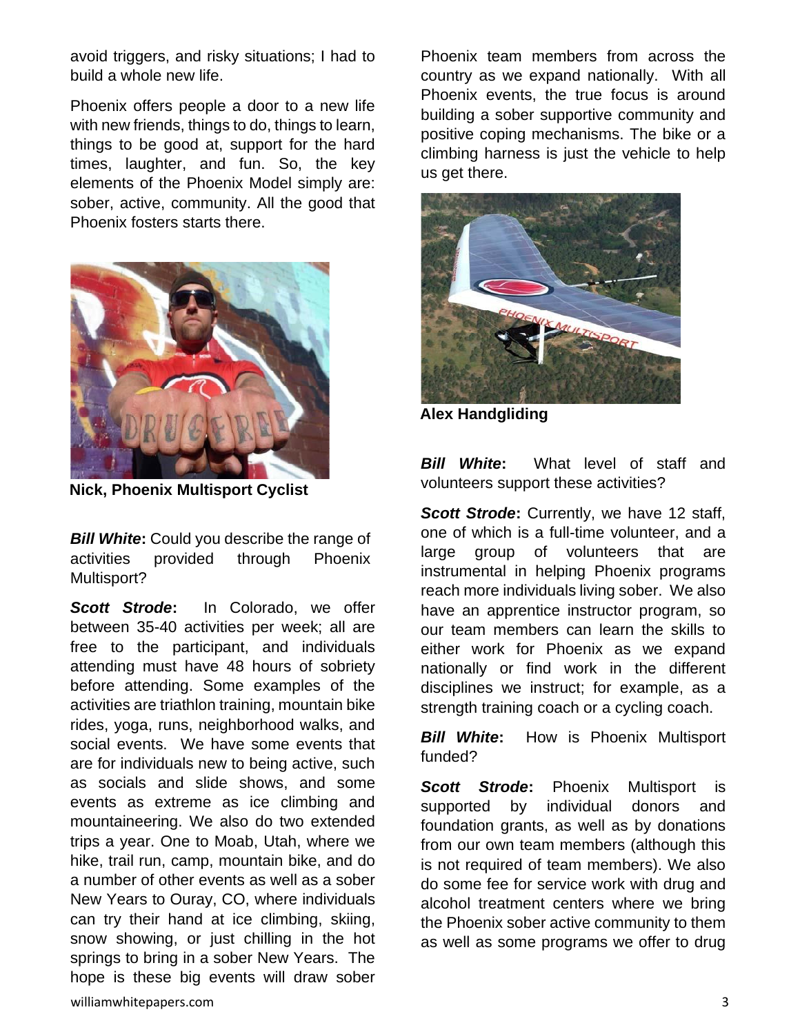avoid triggers, and risky situations; I had to build a whole new life.

Phoenix offers people a door to a new life with new friends, things to do, things to learn, things to be good at, support for the hard times, laughter, and fun. So, the key elements of the Phoenix Model simply are: sober, active, community. All the good that Phoenix fosters starts there.

**Nick, Phoenix Multisport Cyclist**

***Bill White*:** Could you describe the range of activities provided through Phoenix Multisport?

***Scott Strode*:** In Colorado, we offer between 35-40 activities per week; all are free to the participant, and individuals attending must have 48 hours of sobriety before attending. Some examples of the activities are triathlon training, mountain bike rides, yoga, runs, neighborhood walks, and social events. We have some events that are for individuals new to being active, such as socials and slide shows, and some events as extreme as ice climbing and mountaineering. We also do two extended trips a year. One to Moab, Utah, where we hike, trail run, camp, mountain bike, and do a number of other events as well as a sober New Years to Ouray, CO, where individuals can try their hand at ice climbing, skiing, snow showing, or just chilling in the hot springs to bring in a sober New Years. The hope is these big events will draw sober Phoenix team members from across the country as we expand nationally. With all Phoenix events, the true focus is around building a sober supportive community and positive coping mechanisms. The bike or a climbing harness is just the vehicle to help us get there.

**Alex Handgliding**

***Bill White*:** What level of staff and volunteers support these activities?

***Scott Strode*:** Currently, we have 12 staff, one of which is a full-time volunteer, and a large group of volunteers that are instrumental in helping Phoenix programs reach more individuals living sober. We also have an apprentice instructor program, so our team members can learn the skills to either work for Phoenix as we expand nationally or find work in the different disciplines we instruct; for example, as a strength training coach or a cycling coach.

***Bill White*:** How is Phoenix Multisport funded?

***Scott Strode*:** Phoenix Multisport is supported by individual donors and foundation grants, as well as by donations from our own team members (although this is not required of team members). We also do some fee for service work with drug and alcohol treatment centers where we bring the Phoenix sober active community to them as well as some programs we offer to drug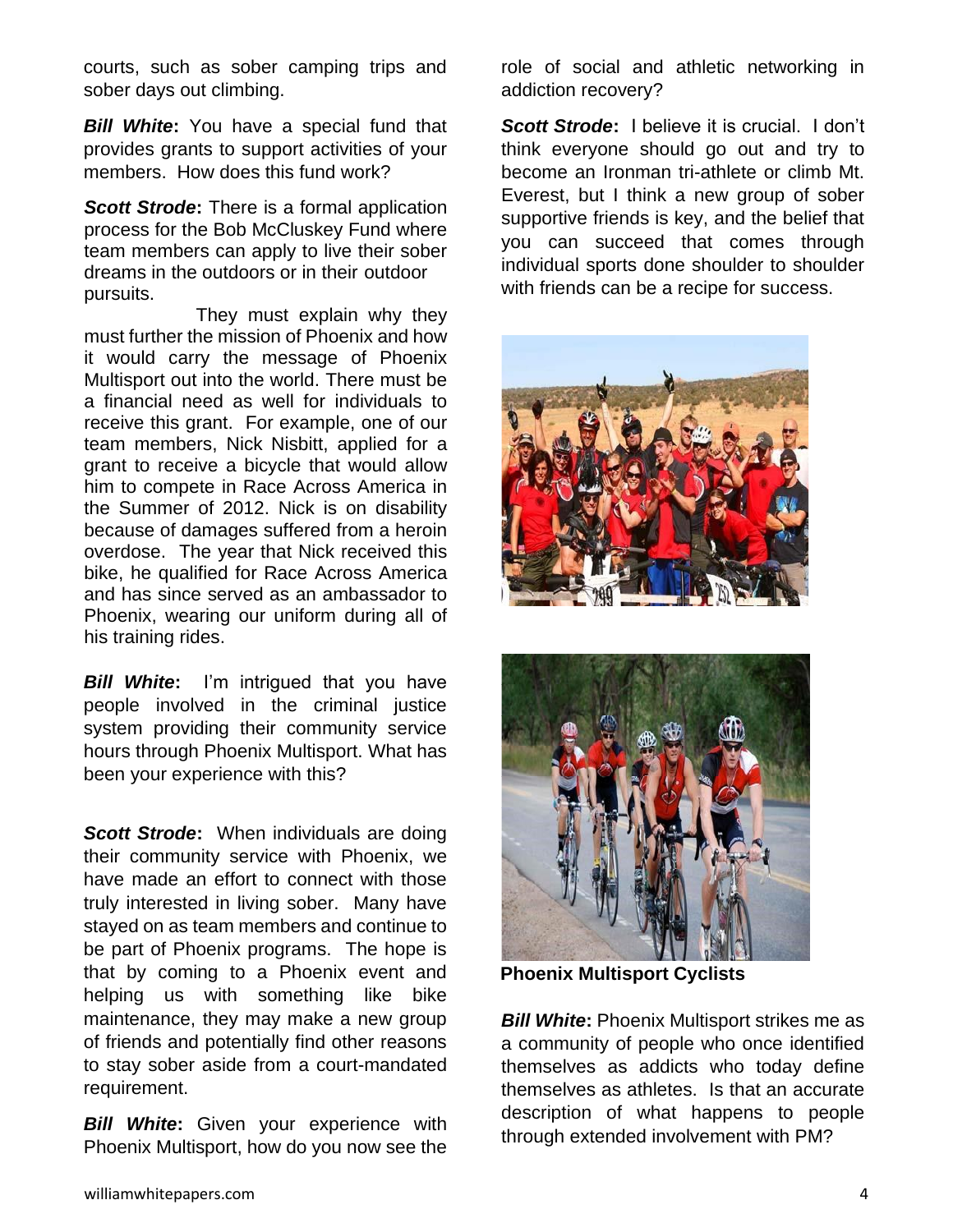courts, such as sober camping trips and sober days out climbing.

***Bill White*:** You have a special fund that provides grants to support activities of your members. How does this fund work?

***Scott Strode*:** There is a formal application process for the Bob McCluskey Fund where team members can apply to live their sober dreams in the outdoors or in their outdoor pursuits.

They must explain why they must further the mission of Phoenix and how it would carry the message of Phoenix Multisport out into the world. There must be a financial need as well for individuals to receive this grant. For example, one of our team members, Nick Nisbitt, applied for a grant to receive a bicycle that would allow him to compete in Race Across America in the Summer of 2012. Nick is on disability because of damages suffered from a heroin overdose. The year that Nick received this bike, he qualified for Race Across America and has since served as an ambassador to Phoenix, wearing our uniform during all of his training rides.

***Bill White*:** I'm intrigued that you have people involved in the criminal justice system providing their community service hours through Phoenix Multisport. What has been your experience with this?

***Scott Strode*:** When individuals are doing their community service with Phoenix, we have made an effort to connect with those truly interested in living sober. Many have stayed on as team members and continue to be part of Phoenix programs. The hope is that by coming to a Phoenix event and helping us with something like bike maintenance, they may make a new group of friends and potentially find other reasons to stay sober aside from a court-mandated requirement.

***Bill White*:** Given your experience with Phoenix Multisport, how do you now see the role of social and athletic networking in addiction recovery?

***Scott Strode*:** I believe it is crucial. I don't think everyone should go out and try to become an Ironman tri-athlete or climb Mt. Everest, but I think a new group of sober supportive friends is key, and the belief that you can succeed that comes through individual sports done shoulder to shoulder with friends can be a recipe for success.

**Phoenix Multisport Cyclists**

***Bill White*:** Phoenix Multisport strikes me as a community of people who once identified themselves as addicts who today define themselves as athletes. Is that an accurate description of what happens to people through extended involvement with PM?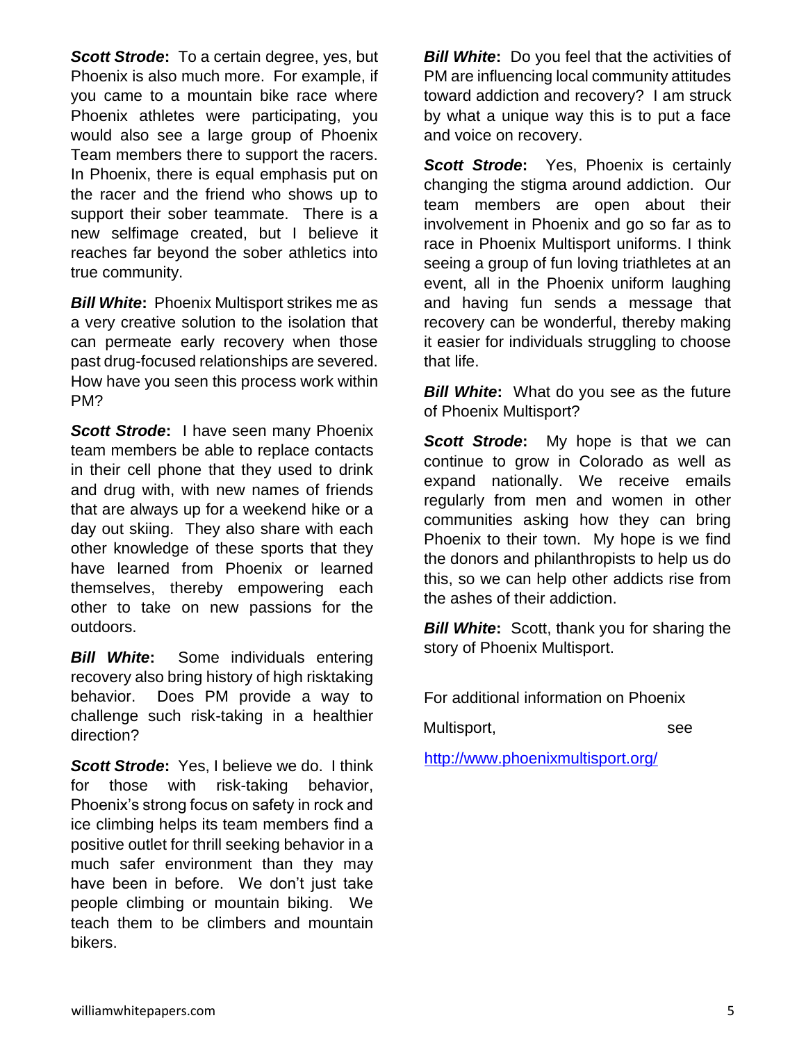***Scott Strode*:** To a certain degree, yes, but Phoenix is also much more. For example, if you came to a mountain bike race where Phoenix athletes were participating, you would also see a large group of Phoenix Team members there to support the racers. In Phoenix, there is equal emphasis put on the racer and the friend who shows up to support their sober teammate. There is a new selfimage created, but I believe it reaches far beyond the sober athletics into true community.

***Bill White*:** Phoenix Multisport strikes me as a very creative solution to the isolation that can permeate early recovery when those past drug-focused relationships are severed. How have you seen this process work within PM?

***Scott Strode*:** I have seen many Phoenix team members be able to replace contacts in their cell phone that they used to drink and drug with, with new names of friends that are always up for a weekend hike or a day out skiing. They also share with each other knowledge of these sports that they have learned from Phoenix or learned themselves, thereby empowering each other to take on new passions for the outdoors.

***Bill White*:** Some individuals entering recovery also bring history of high risktaking behavior. Does PM provide a way to challenge such risk-taking in a healthier direction?

***Scott Strode*:** Yes, I believe we do. I think for those with risk-taking behavior, Phoenix's strong focus on safety in rock and ice climbing helps its team members find a positive outlet for thrill seeking behavior in a much safer environment than they may have been in before. We don't just take people climbing or mountain biking. We teach them to be climbers and mountain bikers.

***Bill White*:** Do you feel that the activities of PM are influencing local community attitudes toward addiction and recovery? I am struck by what a unique way this is to put a face and voice on recovery.

***Scott Strode*:** Yes, Phoenix is certainly changing the stigma around addiction. Our team members are open about their involvement in Phoenix and go so far as to race in Phoenix Multisport uniforms. I think seeing a group of fun loving triathletes at an event, all in the Phoenix uniform laughing and having fun sends a message that recovery can be wonderful, thereby making it easier for individuals struggling to choose that life.

***Bill White*:** What do you see as the future of Phoenix Multisport?

***Scott Strode*:** My hope is that we can continue to grow in Colorado as well as expand nationally. We receive emails regularly from men and women in other communities asking how they can bring Phoenix to their town. My hope is we find the donors and philanthropists to help us do this, so we can help other addicts rise from the ashes of their addiction.

***Bill White*:** Scott, thank you for sharing the story of Phoenix Multisport.

For additional information on Phoenix Multisport, see

http://www.phoenixmultisport.org/